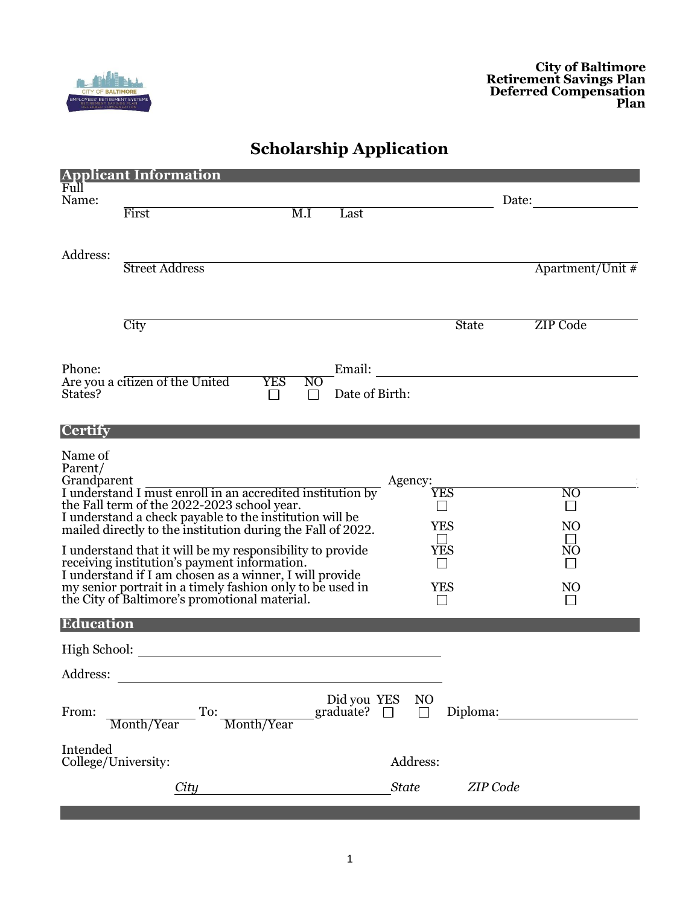**City of Baltimore**
**Retirement Savings Plan**
**Deferred Compensation Plan**

# Scholarship Application

## Applicant Information

Full Name: ______________________________ Date: __________

First M.I Last

Address: ______________________________

Street Address Apartment/Unit #

______________________________

City State ZIP Code

Phone: __________ Email: __________

Are you a citizen of the United States? YES ☐ NO ☐ Date of Birth:

## Certify

Name of Parent/ Grandparent __________ Agency: __________

| | YES | NO |
|---|---|---|
| I understand I must enroll in an accredited institution by the Fall term of the 2022-2023 school year. | ☐ | ☐ |
| I understand a check payable to the institution will be mailed directly to the institution during the Fall of 2022. | ☐ | ☐ |
| I understand that it will be my responsibility to provide receiving institution's payment information. | ☐ | ☐ |
| I understand if I am chosen as a winner, I will provide my senior portrait in a timely fashion only to be used in the City of Baltimore's promotional material. | ☐ | ☐ |

## Education

High School: ______________________________

Address: ______________________________

From: __________ To: __________ Did you graduate? YES ☐ NO ☐ Diploma: __________

Month/Year Month/Year

Intended College/University: Address:

*City* __________ *State* *ZIP Code*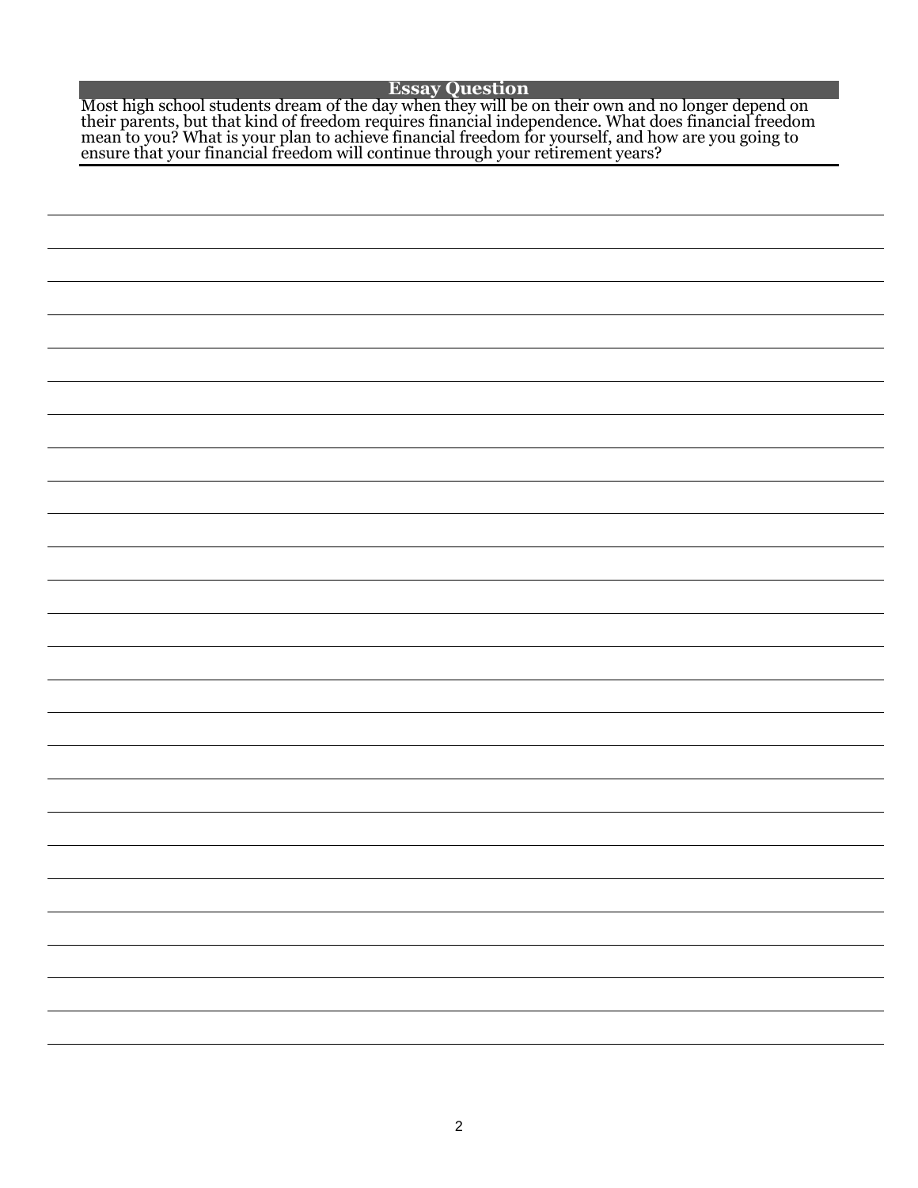## Essay Question

Most high school students dream of the day when they will be on their own and no longer depend on their parents, but that kind of freedom requires financial independence. What does financial freedom mean to you? What is your plan to achieve financial freedom for yourself, and how are you going to ensure that your financial freedom will continue through your retirement years?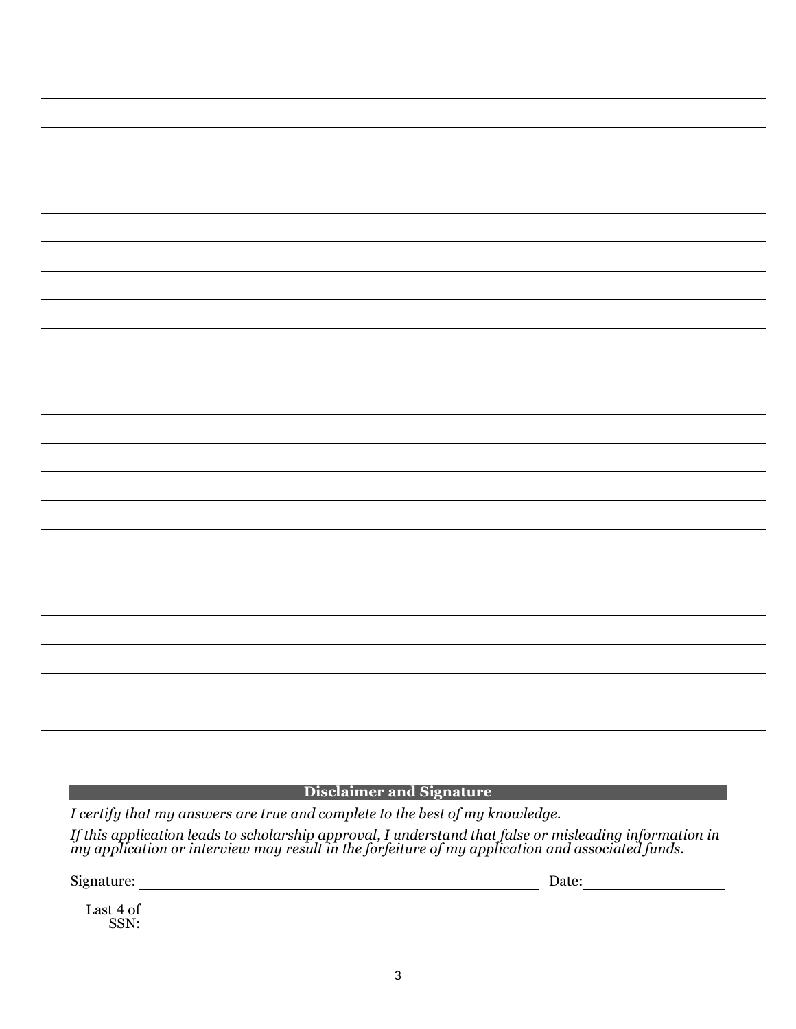## Disclaimer and Signature

*I certify that my answers are true and complete to the best of my knowledge.*

*If this application leads to scholarship approval, I understand that false or misleading information in my application or interview may result in the forfeiture of my application and associated funds.*

Signature: ______________________________ Date: ______________

Last 4 of SSN: ______________